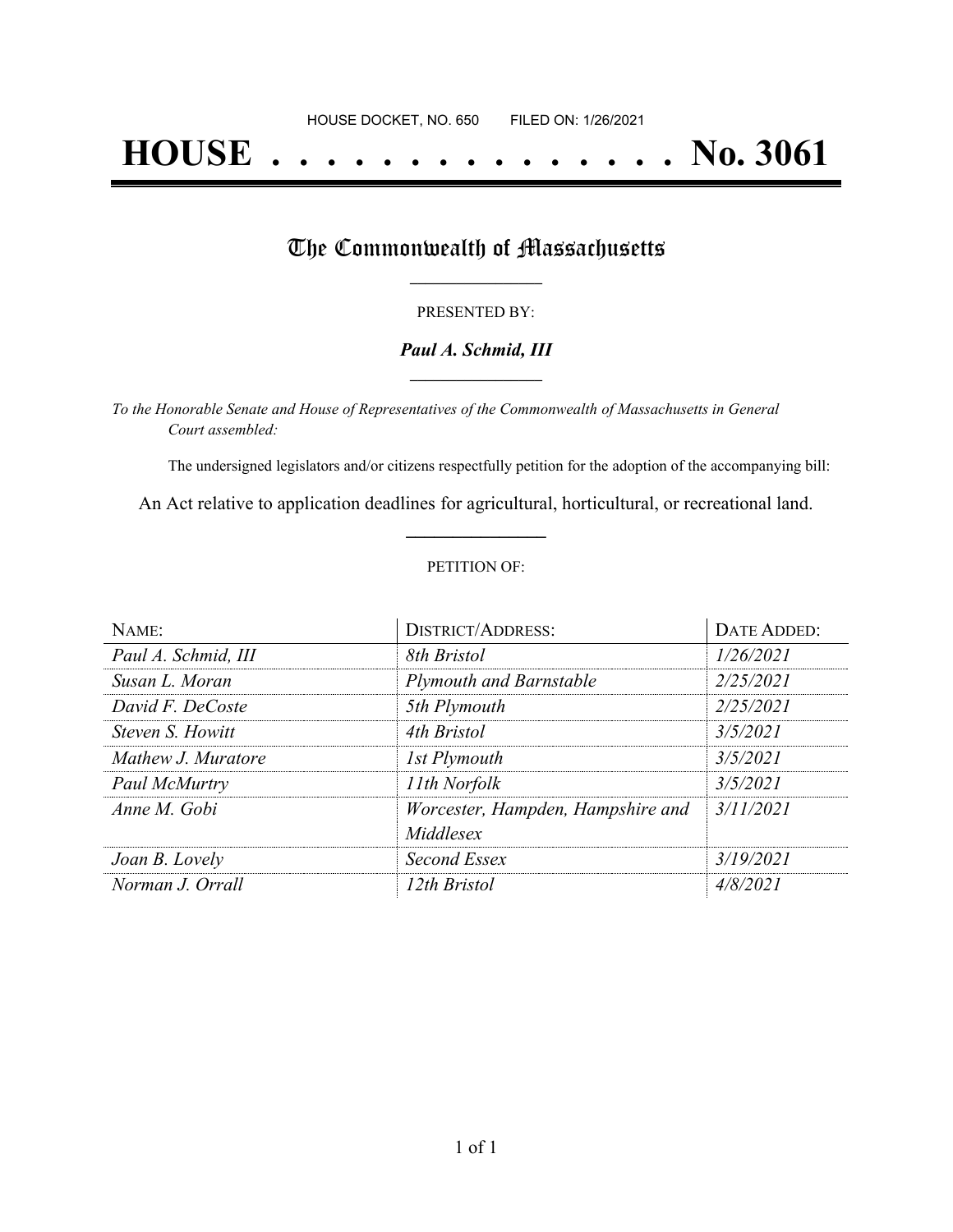HOUSE DOCKET, NO. 650 FILED ON: 1/26/2021

# HOUSE . . . . . . . . . . . . . . . No. 3061

## The Commonwealth of Massachusetts

PRESENTED BY:

***Paul A. Schmid, III***

*To the Honorable Senate and House of Representatives of the Commonwealth of Massachusetts in General Court assembled:*

The undersigned legislators and/or citizens respectfully petition for the adoption of the accompanying bill:

An Act relative to application deadlines for agricultural, horticultural, or recreational land.

PETITION OF:

| NAME: | DISTRICT/ADDRESS: | DATE ADDED: |
|---|---|---|
| *Paul A. Schmid, III* | *8th Bristol* | *1/26/2021* |
| *Susan L. Moran* | *Plymouth and Barnstable* | *2/25/2021* |
| *David F. DeCoste* | *5th Plymouth* | *2/25/2021* |
| *Steven S. Howitt* | *4th Bristol* | *3/5/2021* |
| *Mathew J. Muratore* | *1st Plymouth* | *3/5/2021* |
| *Paul McMurtry* | *11th Norfolk* | *3/5/2021* |
| *Anne M. Gobi* | *Worcester, Hampden, Hampshire and Middlesex* | *3/11/2021* |
| *Joan B. Lovely* | *Second Essex* | *3/19/2021* |
| *Norman J. Orrall* | *12th Bristol* | *4/8/2021* |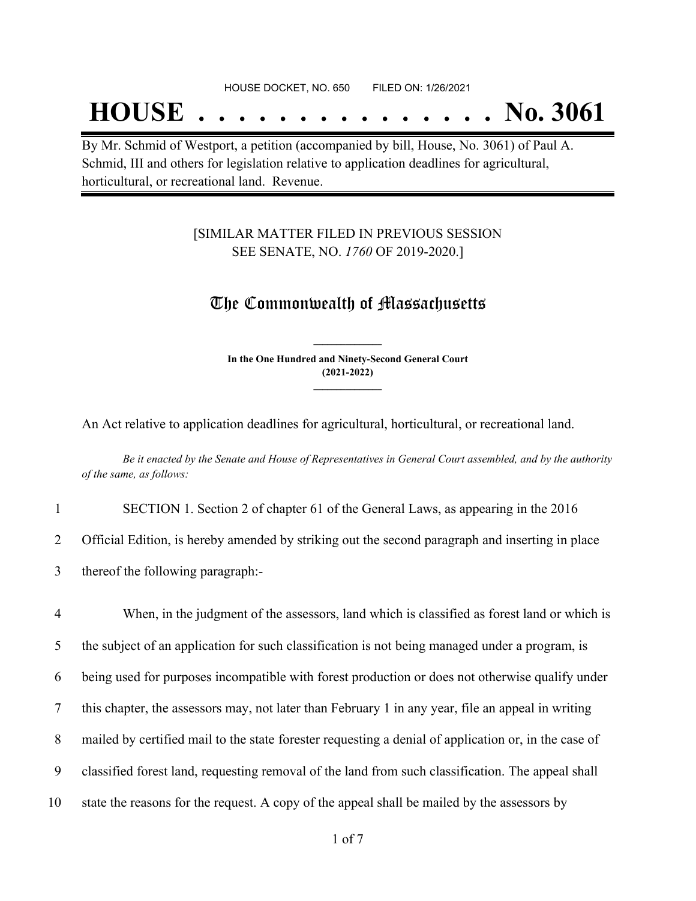HOUSE DOCKET, NO. 650 FILED ON: 1/26/2021

# HOUSE . . . . . . . . . . . . . . . No. 3061

By Mr. Schmid of Westport, a petition (accompanied by bill, House, No. 3061) of Paul A. Schmid, III and others for legislation relative to application deadlines for agricultural, horticultural, or recreational land. Revenue.

[SIMILAR MATTER FILED IN PREVIOUS SESSION SEE SENATE, NO. *1760* OF 2019-2020.]

## The Commonwealth of Massachusetts

**In the One Hundred and Ninety-Second General Court (2021-2022)**

An Act relative to application deadlines for agricultural, horticultural, or recreational land.

*Be it enacted by the Senate and House of Representatives in General Court assembled, and by the authority of the same, as follows:*

1 SECTION 1. Section 2 of chapter 61 of the General Laws, as appearing in the 2016
2 Official Edition, is hereby amended by striking out the second paragraph and inserting in place
3 thereof the following paragraph:-

4 When, in the judgment of the assessors, land which is classified as forest land or which is
5 the subject of an application for such classification is not being managed under a program, is
6 being used for purposes incompatible with forest production or does not otherwise qualify under
7 this chapter, the assessors may, not later than February 1 in any year, file an appeal in writing
8 mailed by certified mail to the state forester requesting a denial of application or, in the case of
9 classified forest land, requesting removal of the land from such classification. The appeal shall
10 state the reasons for the request. A copy of the appeal shall be mailed by the assessors by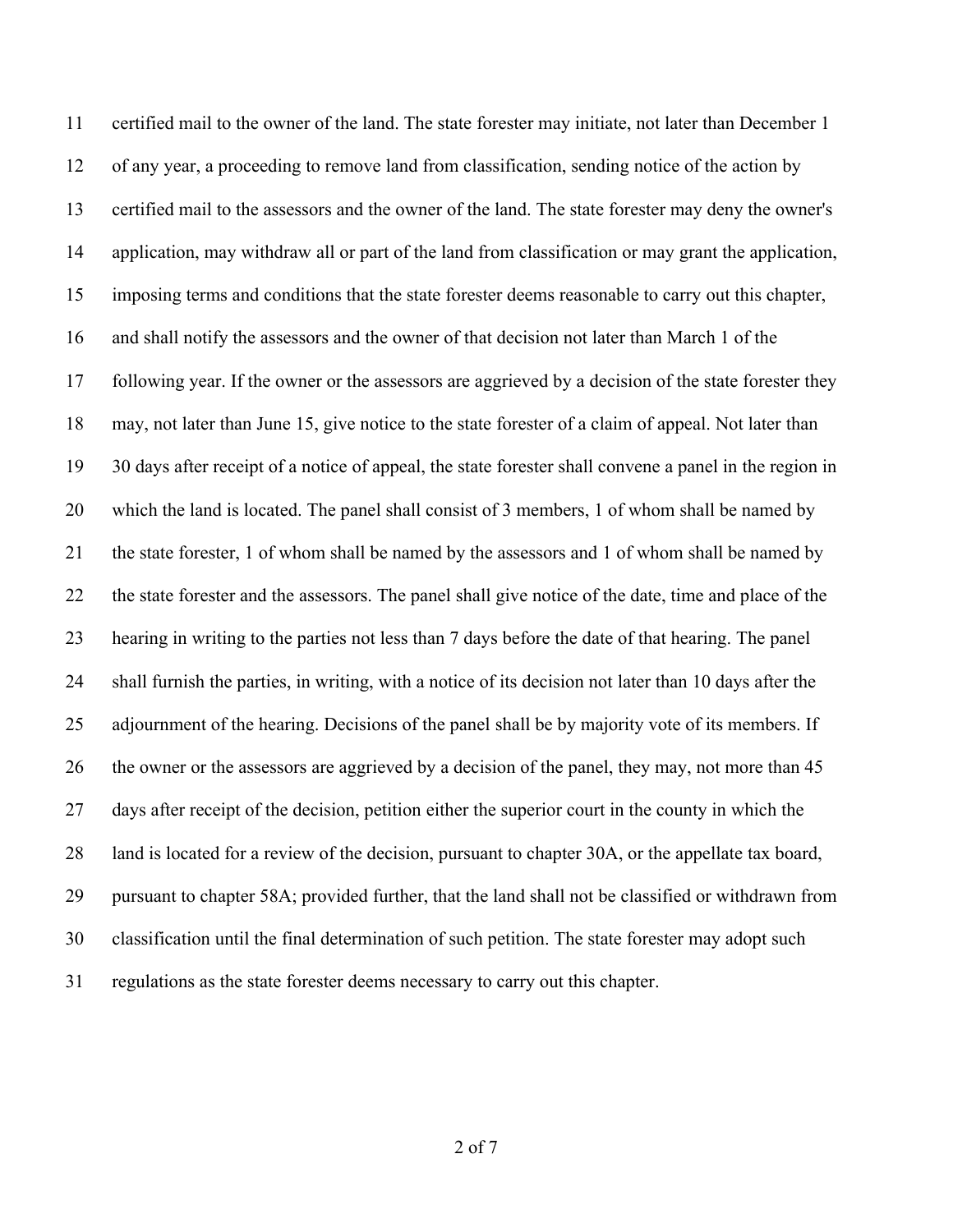certified mail to the owner of the land. The state forester may initiate, not later than December 1 of any year, a proceeding to remove land from classification, sending notice of the action by certified mail to the assessors and the owner of the land. The state forester may deny the owner's application, may withdraw all or part of the land from classification or may grant the application, imposing terms and conditions that the state forester deems reasonable to carry out this chapter, and shall notify the assessors and the owner of that decision not later than March 1 of the following year. If the owner or the assessors are aggrieved by a decision of the state forester they may, not later than June 15, give notice to the state forester of a claim of appeal. Not later than 30 days after receipt of a notice of appeal, the state forester shall convene a panel in the region in which the land is located. The panel shall consist of 3 members, 1 of whom shall be named by the state forester, 1 of whom shall be named by the assessors and 1 of whom shall be named by the state forester and the assessors. The panel shall give notice of the date, time and place of the hearing in writing to the parties not less than 7 days before the date of that hearing. The panel shall furnish the parties, in writing, with a notice of its decision not later than 10 days after the adjournment of the hearing. Decisions of the panel shall be by majority vote of its members. If the owner or the assessors are aggrieved by a decision of the panel, they may, not more than 45 days after receipt of the decision, petition either the superior court in the county in which the land is located for a review of the decision, pursuant to chapter 30A, or the appellate tax board, pursuant to chapter 58A; provided further, that the land shall not be classified or withdrawn from classification until the final determination of such petition. The state forester may adopt such regulations as the state forester deems necessary to carry out this chapter.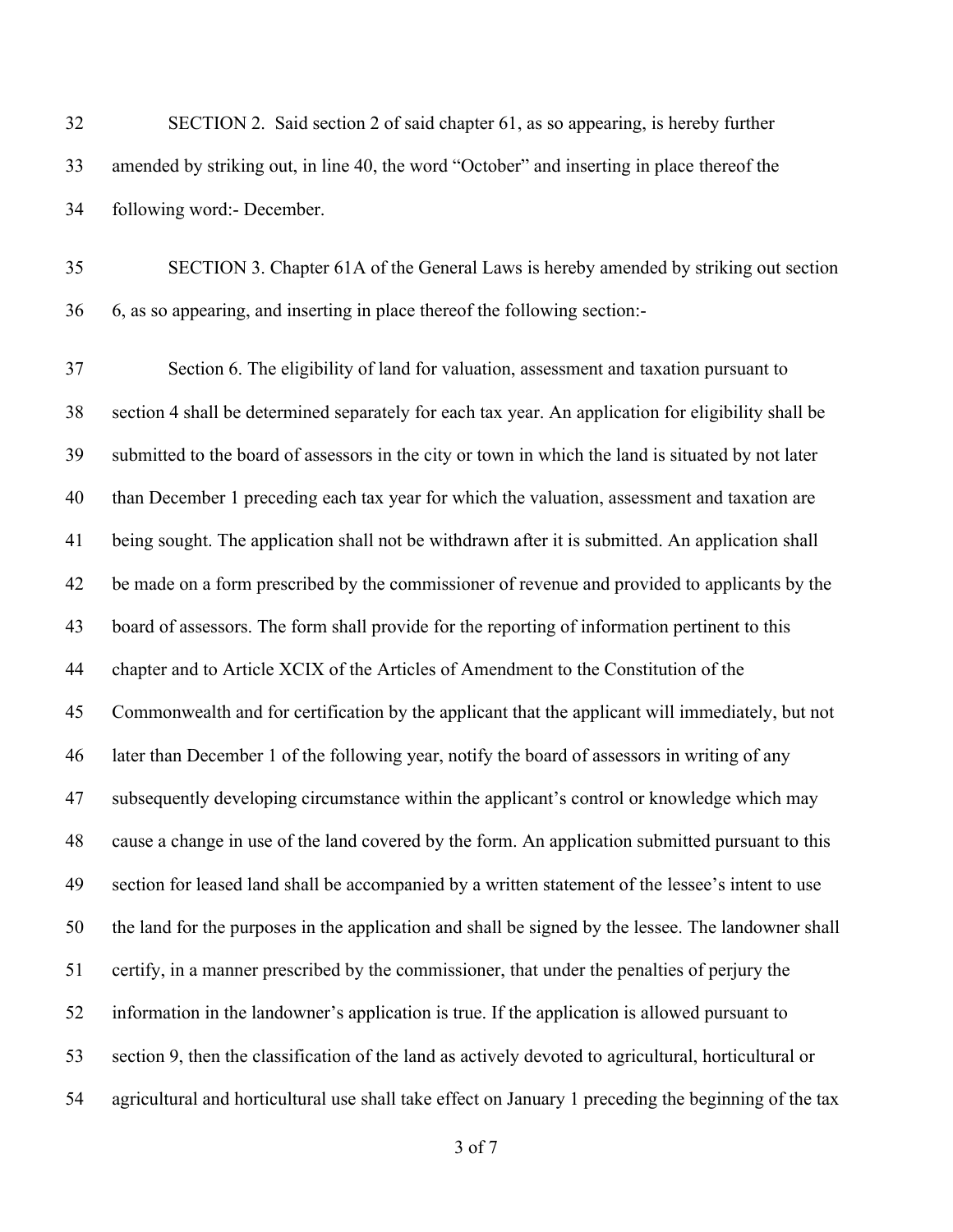SECTION 2. Said section 2 of said chapter 61, as so appearing, is hereby further amended by striking out, in line 40, the word "October" and inserting in place thereof the following word:- December.

SECTION 3. Chapter 61A of the General Laws is hereby amended by striking out section 6, as so appearing, and inserting in place thereof the following section:-

Section 6. The eligibility of land for valuation, assessment and taxation pursuant to section 4 shall be determined separately for each tax year. An application for eligibility shall be submitted to the board of assessors in the city or town in which the land is situated by not later than December 1 preceding each tax year for which the valuation, assessment and taxation are being sought. The application shall not be withdrawn after it is submitted. An application shall be made on a form prescribed by the commissioner of revenue and provided to applicants by the board of assessors. The form shall provide for the reporting of information pertinent to this chapter and to Article XCIX of the Articles of Amendment to the Constitution of the Commonwealth and for certification by the applicant that the applicant will immediately, but not later than December 1 of the following year, notify the board of assessors in writing of any subsequently developing circumstance within the applicant's control or knowledge which may cause a change in use of the land covered by the form. An application submitted pursuant to this section for leased land shall be accompanied by a written statement of the lessee's intent to use the land for the purposes in the application and shall be signed by the lessee. The landowner shall certify, in a manner prescribed by the commissioner, that under the penalties of perjury the information in the landowner's application is true. If the application is allowed pursuant to section 9, then the classification of the land as actively devoted to agricultural, horticultural or agricultural and horticultural use shall take effect on January 1 preceding the beginning of the tax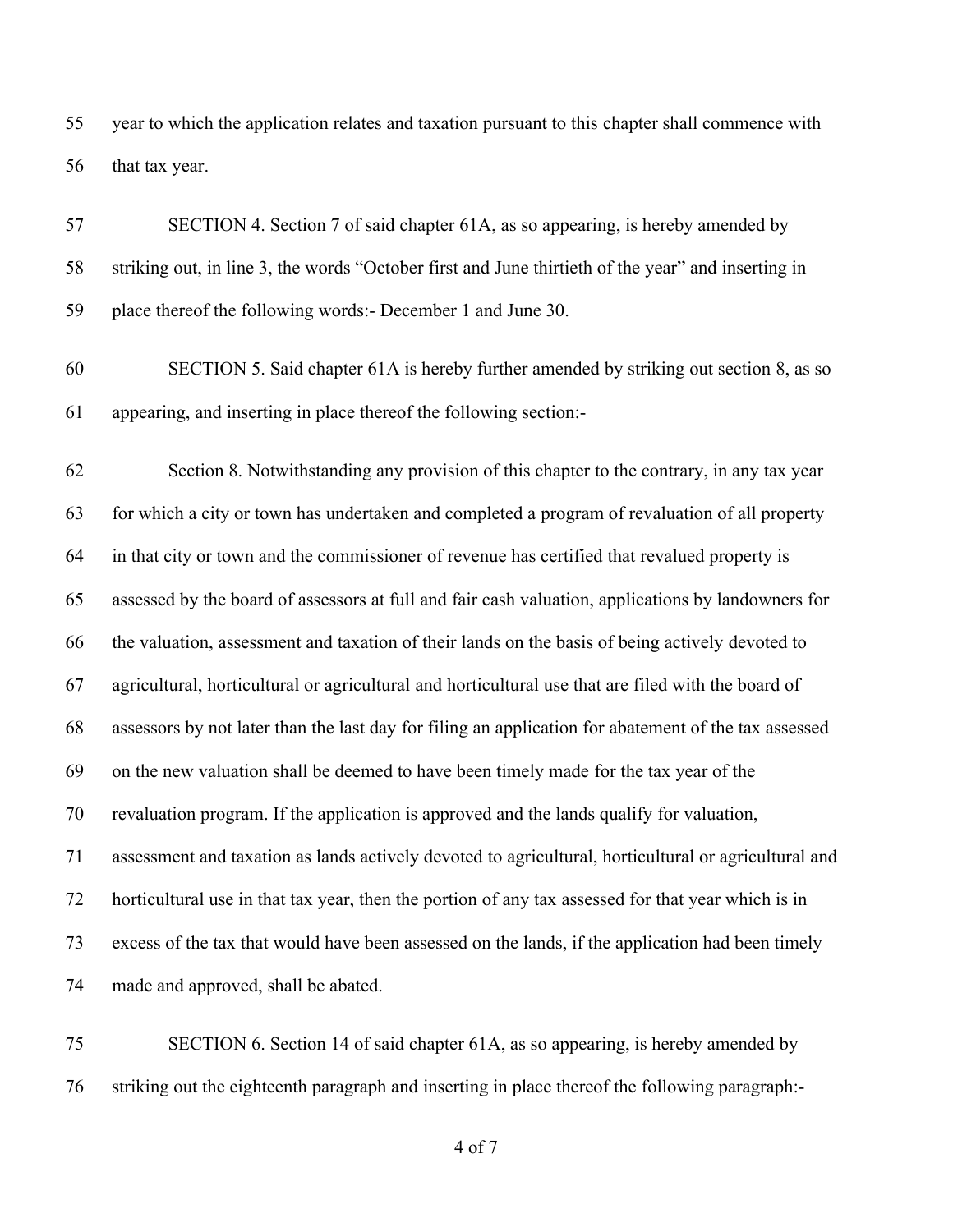year to which the application relates and taxation pursuant to this chapter shall commence with that tax year.

SECTION 4. Section 7 of said chapter 61A, as so appearing, is hereby amended by striking out, in line 3, the words "October first and June thirtieth of the year" and inserting in place thereof the following words:- December 1 and June 30.

SECTION 5. Said chapter 61A is hereby further amended by striking out section 8, as so appearing, and inserting in place thereof the following section:-

Section 8. Notwithstanding any provision of this chapter to the contrary, in any tax year for which a city or town has undertaken and completed a program of revaluation of all property in that city or town and the commissioner of revenue has certified that revalued property is assessed by the board of assessors at full and fair cash valuation, applications by landowners for the valuation, assessment and taxation of their lands on the basis of being actively devoted to agricultural, horticultural or agricultural and horticultural use that are filed with the board of assessors by not later than the last day for filing an application for abatement of the tax assessed on the new valuation shall be deemed to have been timely made for the tax year of the revaluation program. If the application is approved and the lands qualify for valuation, assessment and taxation as lands actively devoted to agricultural, horticultural or agricultural and horticultural use in that tax year, then the portion of any tax assessed for that year which is in excess of the tax that would have been assessed on the lands, if the application had been timely made and approved, shall be abated.

SECTION 6. Section 14 of said chapter 61A, as so appearing, is hereby amended by striking out the eighteenth paragraph and inserting in place thereof the following paragraph:-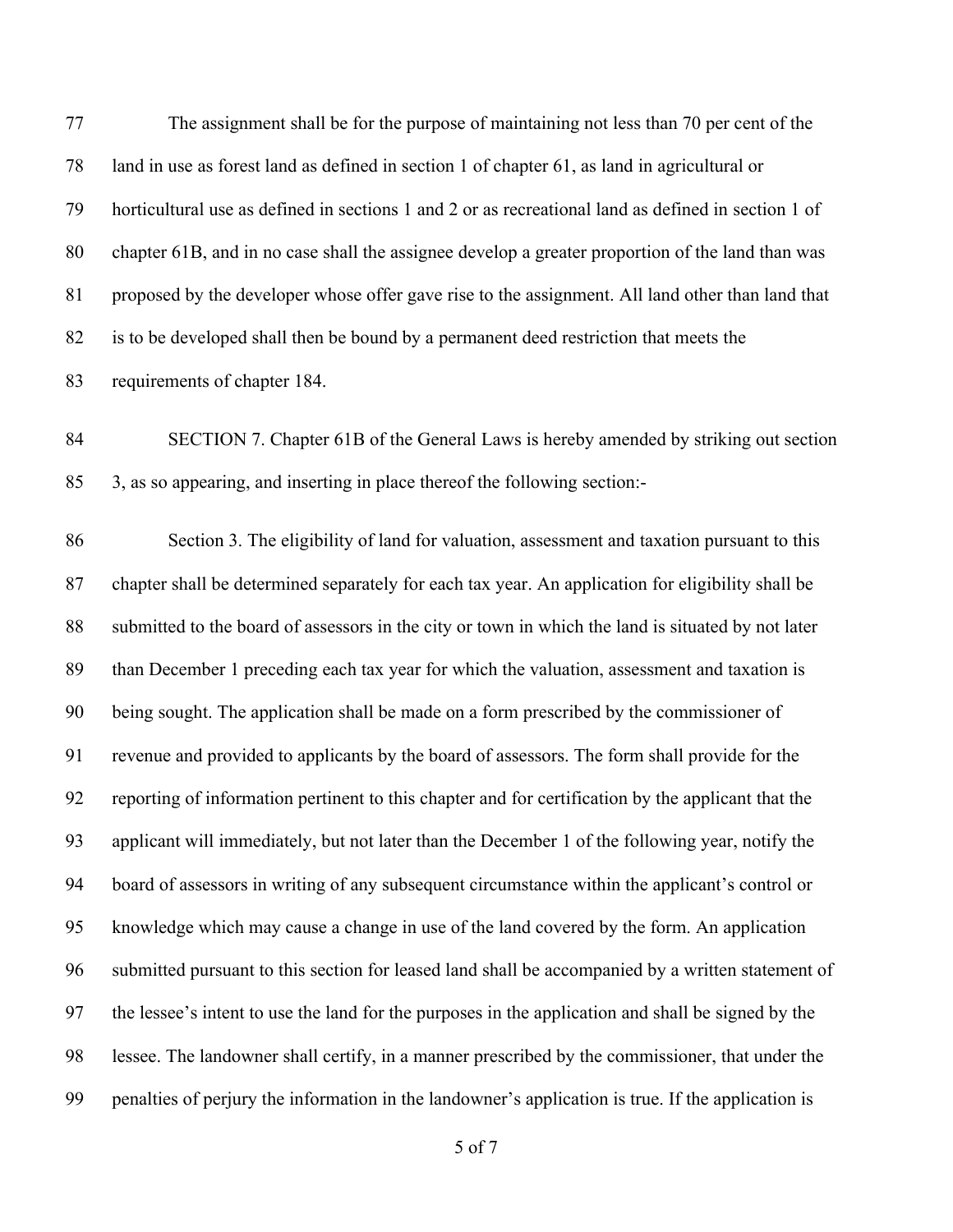The assignment shall be for the purpose of maintaining not less than 70 per cent of the land in use as forest land as defined in section 1 of chapter 61, as land in agricultural or horticultural use as defined in sections 1 and 2 or as recreational land as defined in section 1 of chapter 61B, and in no case shall the assignee develop a greater proportion of the land than was proposed by the developer whose offer gave rise to the assignment. All land other than land that is to be developed shall then be bound by a permanent deed restriction that meets the requirements of chapter 184.

SECTION 7. Chapter 61B of the General Laws is hereby amended by striking out section 3, as so appearing, and inserting in place thereof the following section:-

Section 3. The eligibility of land for valuation, assessment and taxation pursuant to this chapter shall be determined separately for each tax year. An application for eligibility shall be submitted to the board of assessors in the city or town in which the land is situated by not later than December 1 preceding each tax year for which the valuation, assessment and taxation is being sought. The application shall be made on a form prescribed by the commissioner of revenue and provided to applicants by the board of assessors. The form shall provide for the reporting of information pertinent to this chapter and for certification by the applicant that the applicant will immediately, but not later than the December 1 of the following year, notify the board of assessors in writing of any subsequent circumstance within the applicant's control or knowledge which may cause a change in use of the land covered by the form. An application submitted pursuant to this section for leased land shall be accompanied by a written statement of the lessee's intent to use the land for the purposes in the application and shall be signed by the lessee. The landowner shall certify, in a manner prescribed by the commissioner, that under the penalties of perjury the information in the landowner's application is true. If the application is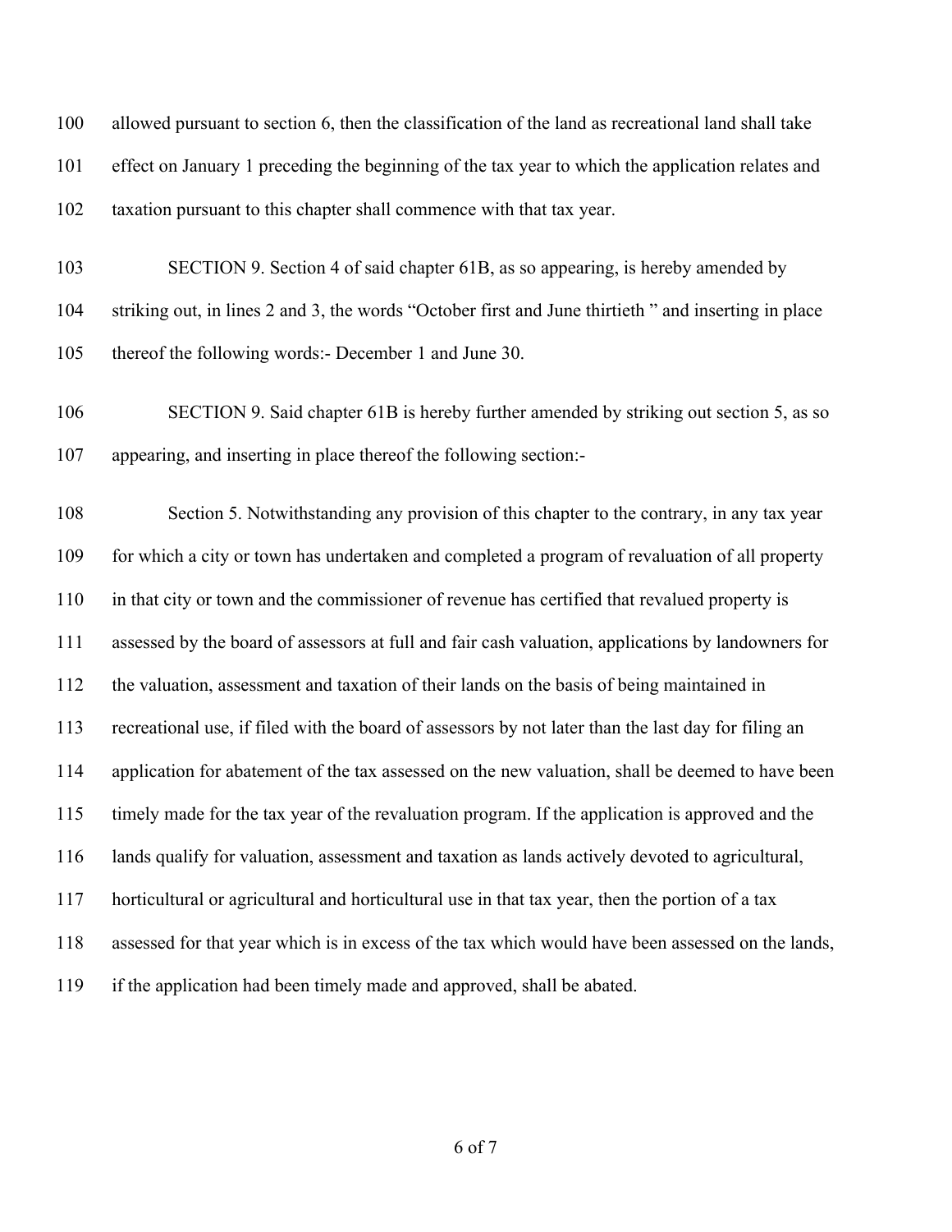allowed pursuant to section 6, then the classification of the land as recreational land shall take effect on January 1 preceding the beginning of the tax year to which the application relates and taxation pursuant to this chapter shall commence with that tax year.

SECTION 9. Section 4 of said chapter 61B, as so appearing, is hereby amended by striking out, in lines 2 and 3, the words "October first and June thirtieth " and inserting in place thereof the following words:- December 1 and June 30.

SECTION 9. Said chapter 61B is hereby further amended by striking out section 5, as so appearing, and inserting in place thereof the following section:-

Section 5. Notwithstanding any provision of this chapter to the contrary, in any tax year for which a city or town has undertaken and completed a program of revaluation of all property in that city or town and the commissioner of revenue has certified that revalued property is assessed by the board of assessors at full and fair cash valuation, applications by landowners for the valuation, assessment and taxation of their lands on the basis of being maintained in recreational use, if filed with the board of assessors by not later than the last day for filing an application for abatement of the tax assessed on the new valuation, shall be deemed to have been timely made for the tax year of the revaluation program. If the application is approved and the lands qualify for valuation, assessment and taxation as lands actively devoted to agricultural, horticultural or agricultural and horticultural use in that tax year, then the portion of a tax assessed for that year which is in excess of the tax which would have been assessed on the lands, if the application had been timely made and approved, shall be abated.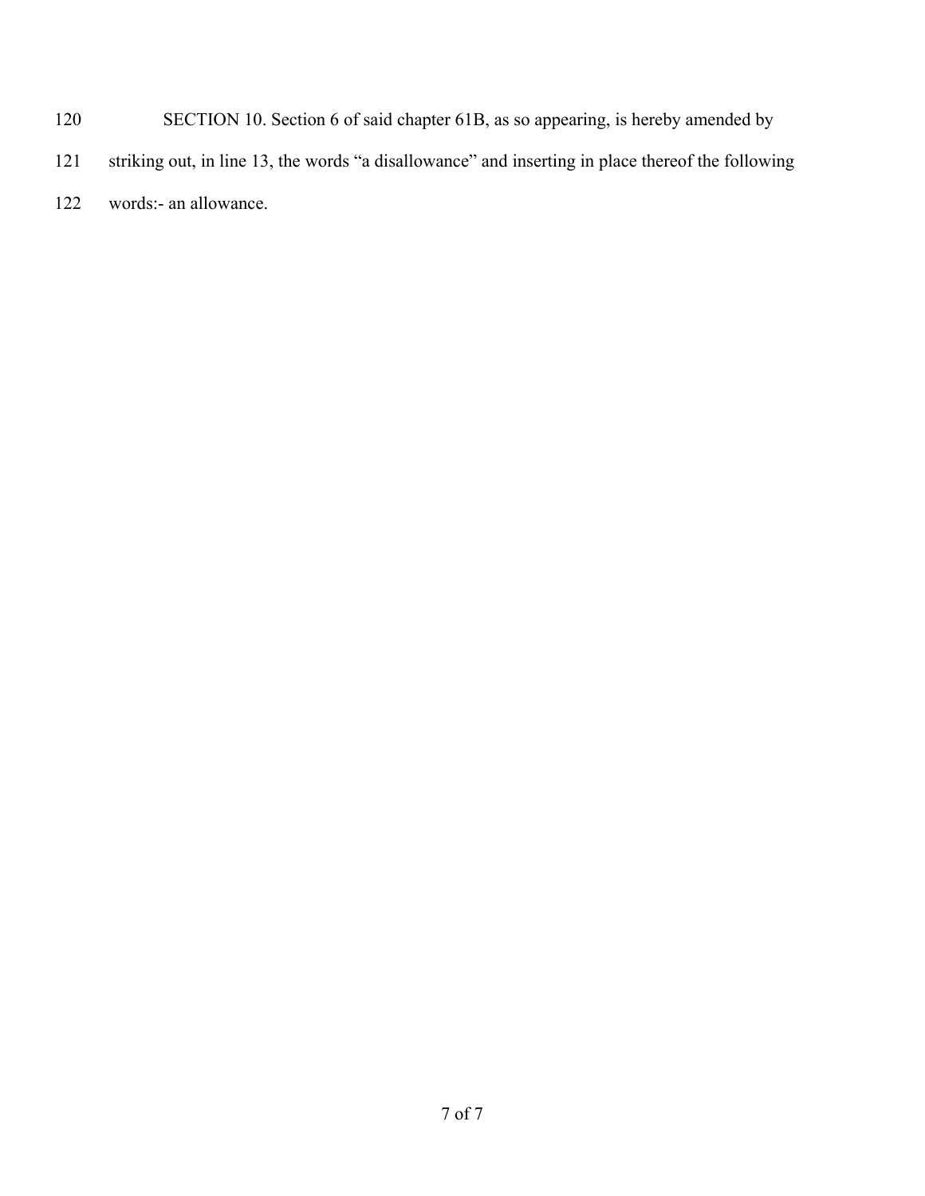SECTION 10. Section 6 of said chapter 61B, as so appearing, is hereby amended by striking out, in line 13, the words "a disallowance" and inserting in place thereof the following words:- an allowance.